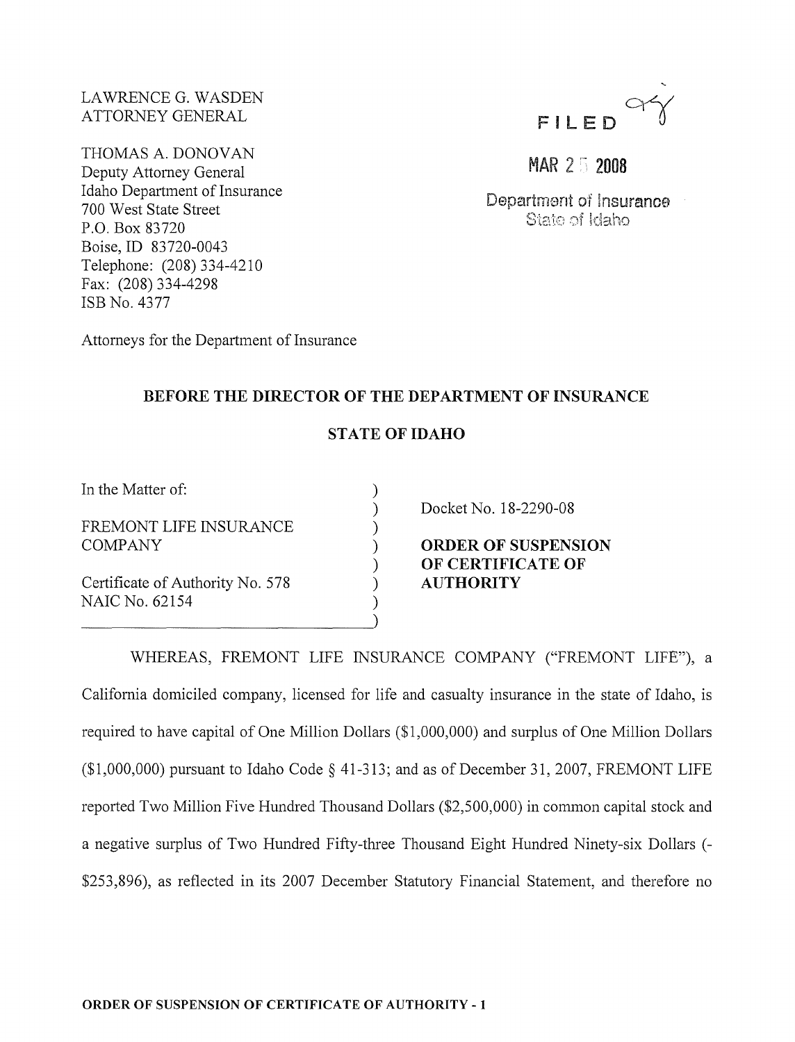LAWRENCE G. WASDEN
ATTORNEY GENERAL

THOMAS A. DONOVAN
Deputy Attorney General
Idaho Department of Insurance
700 West State Street
P.O. Box 83720
Boise, ID 83720-0043
Telephone: (208) 334-4210
Fax: (208) 334-4298
ISB No. 4377

Attorneys for the Department of Insurance

FILED

MAR 25 2008

Department of Insurance
State of Idaho

**BEFORE THE DIRECTOR OF THE DEPARTMENT OF INSURANCE**

**STATE OF IDAHO**

| | |
|---|---|
| In the Matter of:<br><br>FREMONT LIFE INSURANCE COMPANY<br><br>Certificate of Authority No. 578<br>NAIC No. 62154 | Docket No. 18-2290-08<br><br>**ORDER OF SUSPENSION OF CERTIFICATE OF AUTHORITY** |

WHEREAS, FREMONT LIFE INSURANCE COMPANY ("FREMONT LIFE"), a California domiciled company, licensed for life and casualty insurance in the state of Idaho, is required to have capital of One Million Dollars ($1,000,000) and surplus of One Million Dollars ($1,000,000) pursuant to Idaho Code § 41-313; and as of December 31, 2007, FREMONT LIFE reported Two Million Five Hundred Thousand Dollars ($2,500,000) in common capital stock and a negative surplus of Two Hundred Fifty-three Thousand Eight Hundred Ninety-six Dollars (-$253,896), as reflected in its 2007 December Statutory Financial Statement, and therefore no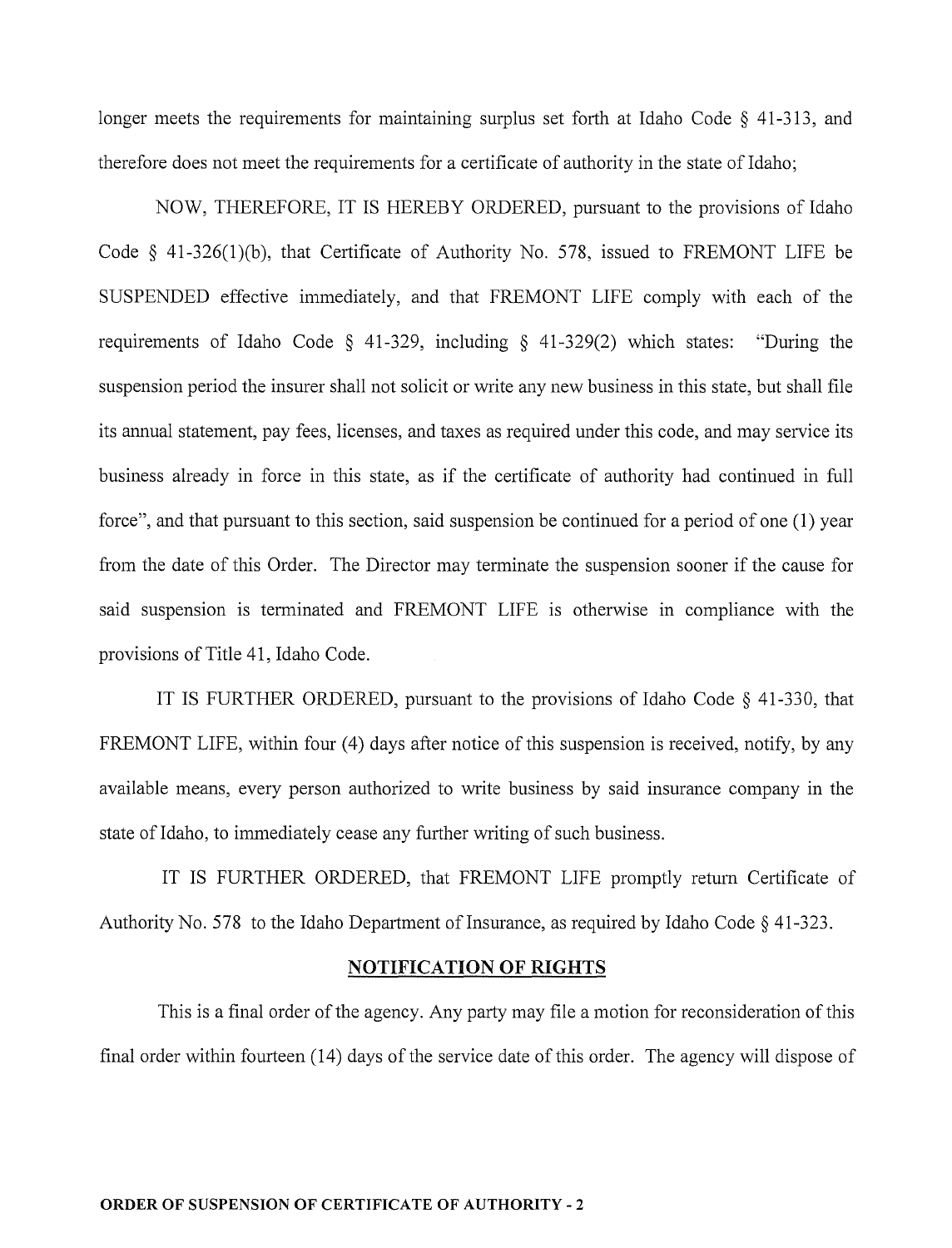longer meets the requirements for maintaining surplus set forth at Idaho Code § 41-313, and therefore does not meet the requirements for a certificate of authority in the state of Idaho;

NOW, THEREFORE, IT IS HEREBY ORDERED, pursuant to the provisions of Idaho Code § 41-326(1)(b), that Certificate of Authority No. 578, issued to FREMONT LIFE be SUSPENDED effective immediately, and that FREMONT LIFE comply with each of the requirements of Idaho Code § 41-329, including § 41-329(2) which states: "During the suspension period the insurer shall not solicit or write any new business in this state, but shall file its annual statement, pay fees, licenses, and taxes as required under this code, and may service its business already in force in this state, as if the certificate of authority had continued in full force", and that pursuant to this section, said suspension be continued for a period of one (1) year from the date of this Order. The Director may terminate the suspension sooner if the cause for said suspension is terminated and FREMONT LIFE is otherwise in compliance with the provisions of Title 41, Idaho Code.

IT IS FURTHER ORDERED, pursuant to the provisions of Idaho Code § 41-330, that FREMONT LIFE, within four (4) days after notice of this suspension is received, notify, by any available means, every person authorized to write business by said insurance company in the state of Idaho, to immediately cease any further writing of such business.

IT IS FURTHER ORDERED, that FREMONT LIFE promptly return Certificate of Authority No. 578 to the Idaho Department of Insurance, as required by Idaho Code § 41-323.

## NOTIFICATION OF RIGHTS

This is a final order of the agency. Any party may file a motion for reconsideration of this final order within fourteen (14) days of the service date of this order. The agency will dispose of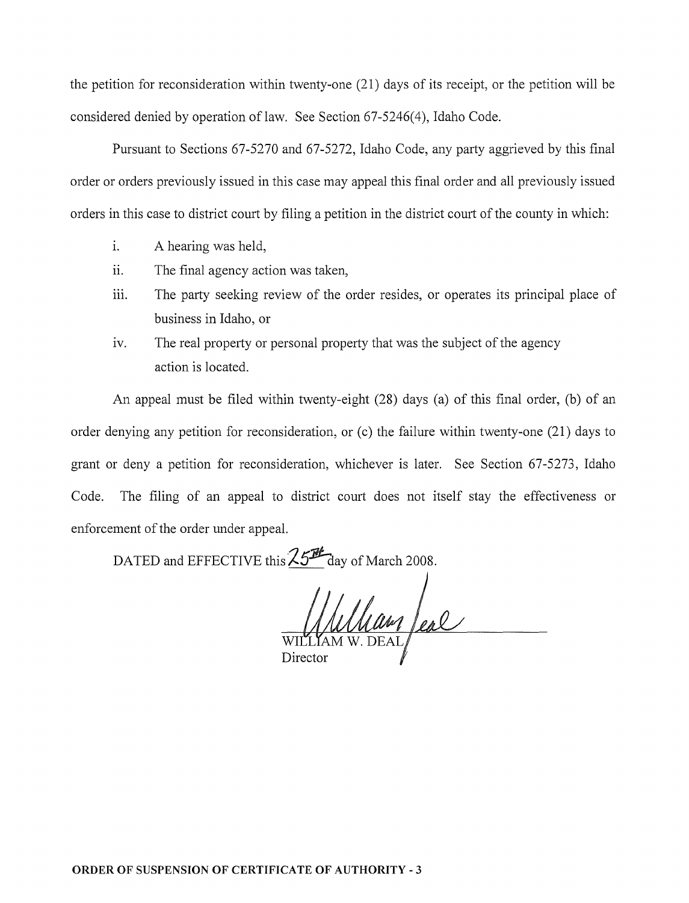the petition for reconsideration within twenty-one (21) days of its receipt, or the petition will be considered denied by operation of law. See Section 67-5246(4), Idaho Code.

Pursuant to Sections 67-5270 and 67-5272, Idaho Code, any party aggrieved by this final order or orders previously issued in this case may appeal this final order and all previously issued orders in this case to district court by filing a petition in the district court of the county in which:

i. A hearing was held,

ii. The final agency action was taken,

iii. The party seeking review of the order resides, or operates its principal place of business in Idaho, or

iv. The real property or personal property that was the subject of the agency action is located.

An appeal must be filed within twenty-eight (28) days (a) of this final order, (b) of an order denying any petition for reconsideration, or (c) the failure within twenty-one (21) days to grant or deny a petition for reconsideration, whichever is later. See Section 67-5273, Idaho Code. The filing of an appeal to district court does not itself stay the effectiveness or enforcement of the order under appeal.

DATED and EFFECTIVE this 25th day of March 2008.

WILLIAM W. DEAL
Director

**ORDER OF SUSPENSION OF CERTIFICATE OF AUTHORITY - 3**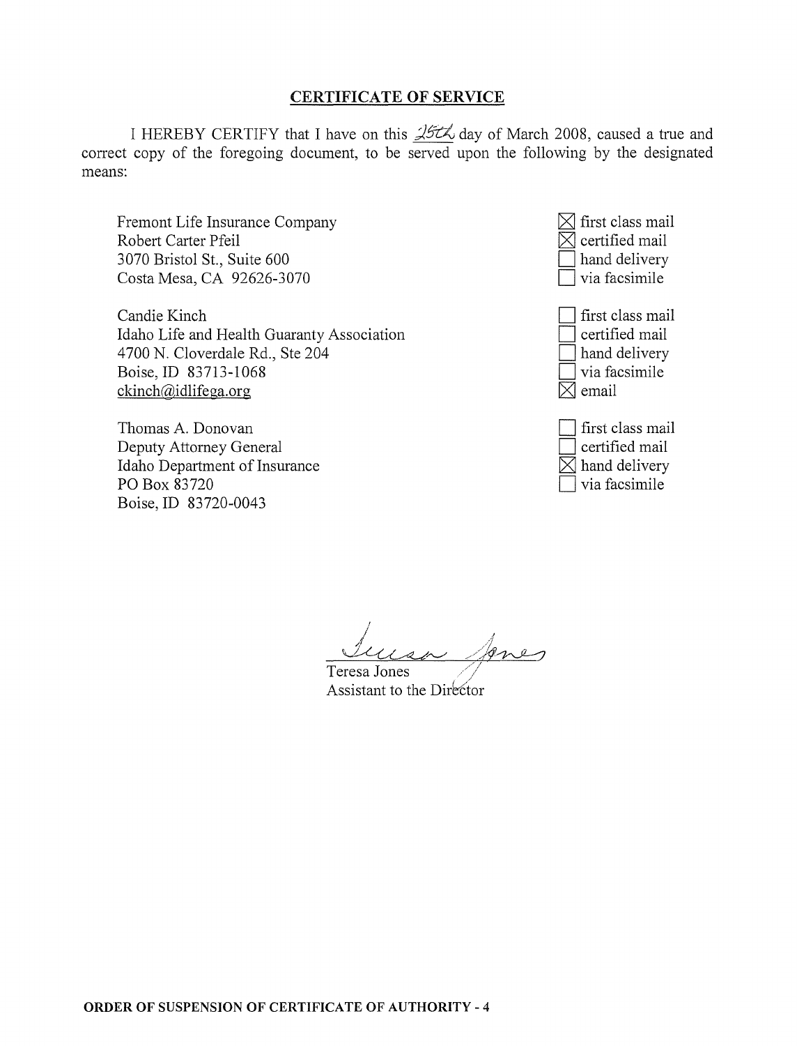## CERTIFICATE OF SERVICE

I HEREBY CERTIFY that I have on this 25th day of March 2008, caused a true and correct copy of the foregoing document, to be served upon the following by the designated means:

| | |
|---|---|
| Fremont Life Insurance Company<br>Robert Carter Pfeil<br>3070 Bristol St., Suite 600<br>Costa Mesa, CA 92626-3070 | ☒ first class mail<br>☒ certified mail<br>☐ hand delivery<br>☐ via facsimile |
| Candie Kinch<br>Idaho Life and Health Guaranty Association<br>4700 N. Cloverdale Rd., Ste 204<br>Boise, ID 83713-1068<br>ckinch@idlifega.org | ☐ first class mail<br>☐ certified mail<br>☐ hand delivery<br>☐ via facsimile<br>☒ email |
| Thomas A. Donovan<br>Deputy Attorney General<br>Idaho Department of Insurance<br>PO Box 83720<br>Boise, ID 83720-0043 | ☐ first class mail<br>☐ certified mail<br>☒ hand delivery<br>☐ via facsimile |

Teresa Jones
Assistant to the Director

**ORDER OF SUSPENSION OF CERTIFICATE OF AUTHORITY - 4**